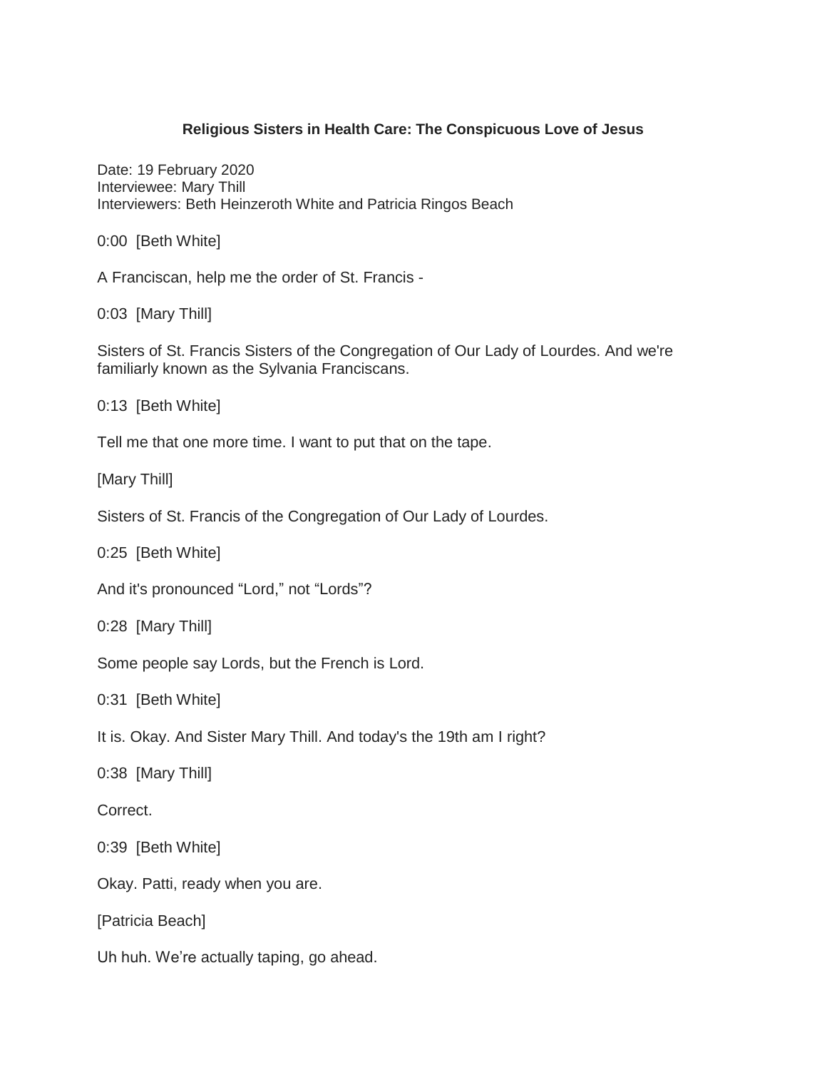**Religious Sisters in Health Care: The Conspicuous Love of Jesus**

Date: 19 February 2020
Interviewee: Mary Thill
Interviewers: Beth Heinzeroth White and Patricia Ringos Beach

0:00 [Beth White]

A Franciscan, help me the order of St. Francis -

0:03 [Mary Thill]

Sisters of St. Francis Sisters of the Congregation of Our Lady of Lourdes. And we're familiarly known as the Sylvania Franciscans.

0:13 [Beth White]

Tell me that one more time. I want to put that on the tape.

[Mary Thill]

Sisters of St. Francis of the Congregation of Our Lady of Lourdes.

0:25 [Beth White]

And it's pronounced "Lord," not "Lords"?

0:28 [Mary Thill]

Some people say Lords, but the French is Lord.

0:31 [Beth White]

It is. Okay. And Sister Mary Thill. And today's the 19th am I right?

0:38 [Mary Thill]

Correct.

0:39 [Beth White]

Okay. Patti, ready when you are.

[Patricia Beach]

Uh huh. We're actually taping, go ahead.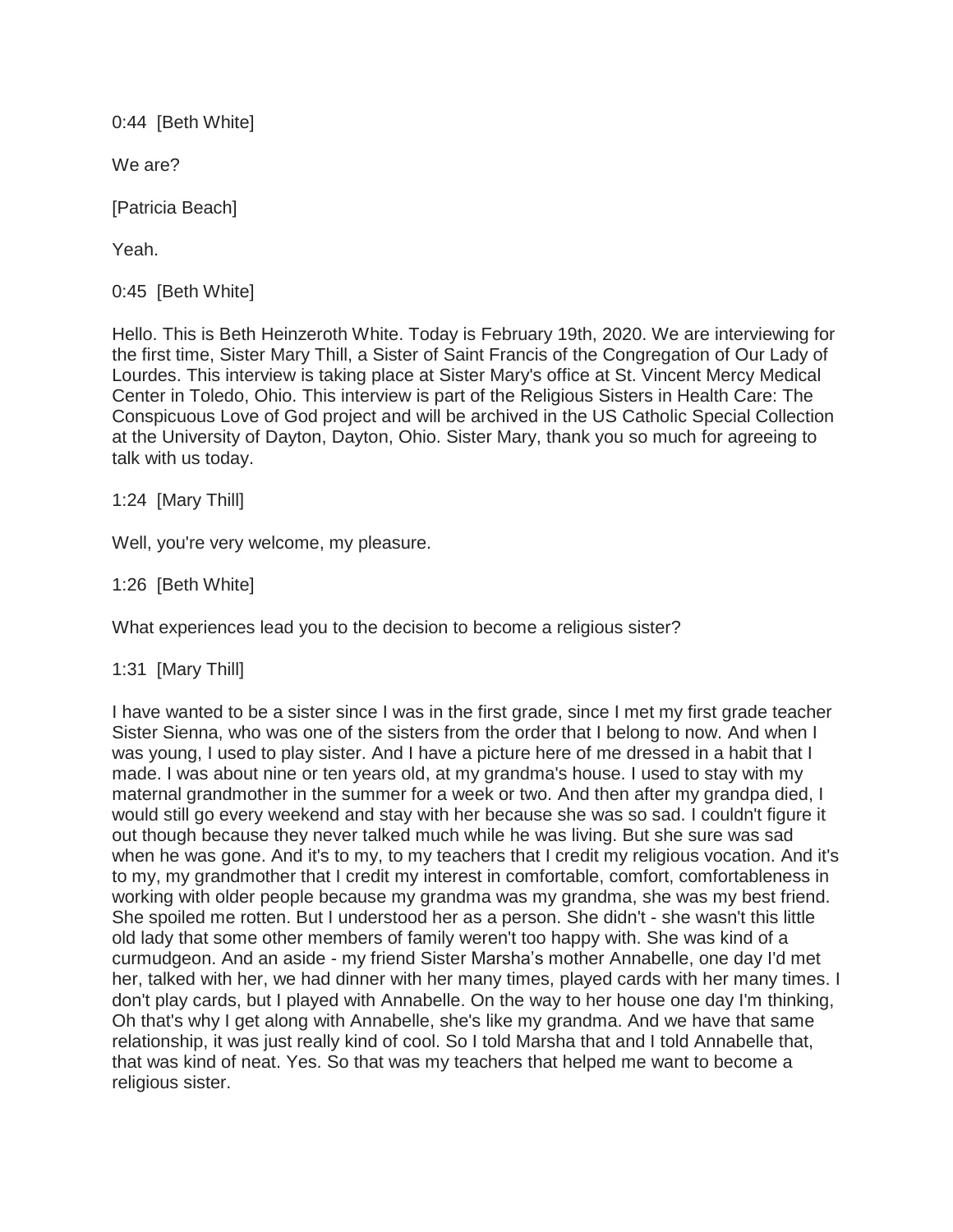0:44 [Beth White]

We are?

[Patricia Beach]

Yeah.

0:45 [Beth White]

Hello. This is Beth Heinzeroth White. Today is February 19th, 2020. We are interviewing for the first time, Sister Mary Thill, a Sister of Saint Francis of the Congregation of Our Lady of Lourdes. This interview is taking place at Sister Mary's office at St. Vincent Mercy Medical Center in Toledo, Ohio. This interview is part of the Religious Sisters in Health Care: The Conspicuous Love of God project and will be archived in the US Catholic Special Collection at the University of Dayton, Dayton, Ohio. Sister Mary, thank you so much for agreeing to talk with us today.

1:24 [Mary Thill]

Well, you're very welcome, my pleasure.

1:26 [Beth White]

What experiences lead you to the decision to become a religious sister?

1:31 [Mary Thill]

I have wanted to be a sister since I was in the first grade, since I met my first grade teacher Sister Sienna, who was one of the sisters from the order that I belong to now. And when I was young, I used to play sister. And I have a picture here of me dressed in a habit that I made. I was about nine or ten years old, at my grandma's house. I used to stay with my maternal grandmother in the summer for a week or two. And then after my grandpa died, I would still go every weekend and stay with her because she was so sad. I couldn't figure it out though because they never talked much while he was living. But she sure was sad when he was gone. And it's to my, to my teachers that I credit my religious vocation. And it's to my, my grandmother that I credit my interest in comfortable, comfort, comfortableness in working with older people because my grandma was my grandma, she was my best friend. She spoiled me rotten. But I understood her as a person. She didn't - she wasn't this little old lady that some other members of family weren't too happy with. She was kind of a curmudgeon. And an aside - my friend Sister Marsha's mother Annabelle, one day I'd met her, talked with her, we had dinner with her many times, played cards with her many times. I don't play cards, but I played with Annabelle. On the way to her house one day I'm thinking, Oh that's why I get along with Annabelle, she's like my grandma. And we have that same relationship, it was just really kind of cool. So I told Marsha that and I told Annabelle that, that was kind of neat. Yes. So that was my teachers that helped me want to become a religious sister.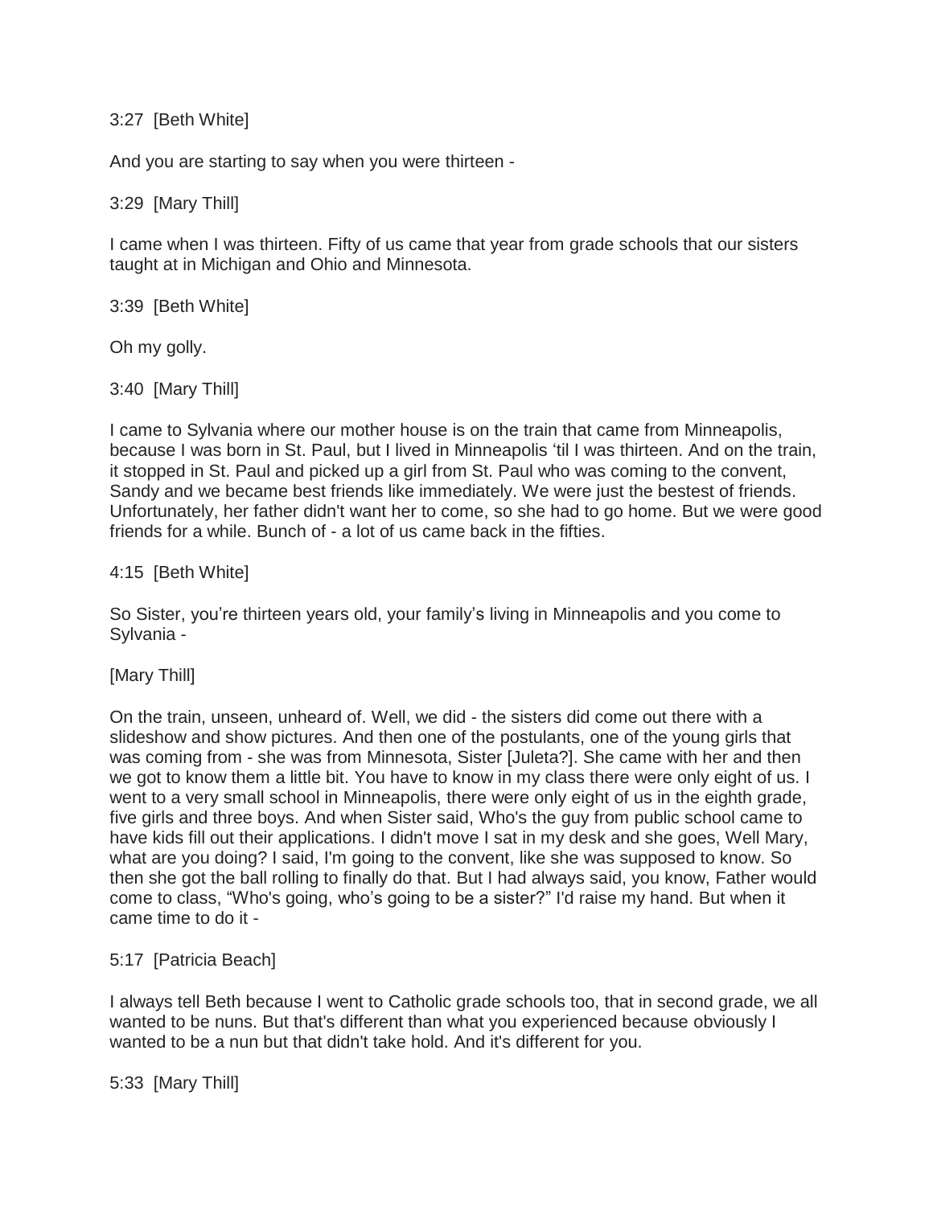3:27 [Beth White]

And you are starting to say when you were thirteen -

3:29 [Mary Thill]

I came when I was thirteen. Fifty of us came that year from grade schools that our sisters taught at in Michigan and Ohio and Minnesota.

3:39 [Beth White]

Oh my golly.

3:40 [Mary Thill]

I came to Sylvania where our mother house is on the train that came from Minneapolis, because I was born in St. Paul, but I lived in Minneapolis 'til I was thirteen. And on the train, it stopped in St. Paul and picked up a girl from St. Paul who was coming to the convent, Sandy and we became best friends like immediately. We were just the bestest of friends. Unfortunately, her father didn't want her to come, so she had to go home. But we were good friends for a while. Bunch of - a lot of us came back in the fifties.

4:15 [Beth White]

So Sister, you're thirteen years old, your family's living in Minneapolis and you come to Sylvania -

[Mary Thill]

On the train, unseen, unheard of. Well, we did - the sisters did come out there with a slideshow and show pictures. And then one of the postulants, one of the young girls that was coming from - she was from Minnesota, Sister [Juleta?]. She came with her and then we got to know them a little bit. You have to know in my class there were only eight of us. I went to a very small school in Minneapolis, there were only eight of us in the eighth grade, five girls and three boys. And when Sister said, Who's the guy from public school came to have kids fill out their applications. I didn't move I sat in my desk and she goes, Well Mary, what are you doing? I said, I'm going to the convent, like she was supposed to know. So then she got the ball rolling to finally do that. But I had always said, you know, Father would come to class, "Who's going, who's going to be a sister?" I'd raise my hand. But when it came time to do it -

5:17 [Patricia Beach]

I always tell Beth because I went to Catholic grade schools too, that in second grade, we all wanted to be nuns. But that's different than what you experienced because obviously I wanted to be a nun but that didn't take hold. And it's different for you.

5:33 [Mary Thill]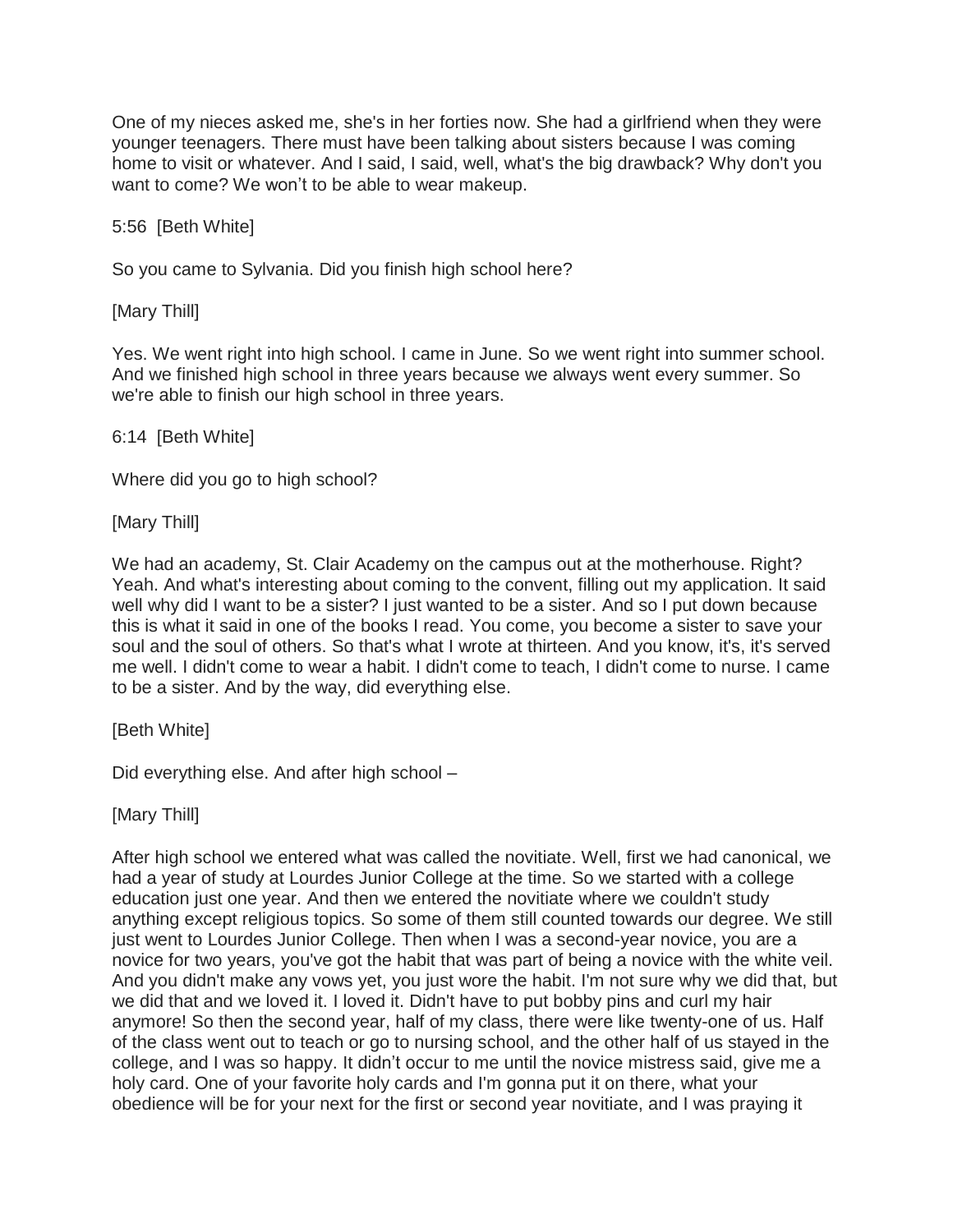One of my nieces asked me, she's in her forties now. She had a girlfriend when they were younger teenagers. There must have been talking about sisters because I was coming home to visit or whatever. And I said, I said, well, what's the big drawback? Why don't you want to come? We won't to be able to wear makeup.

5:56 [Beth White]

So you came to Sylvania. Did you finish high school here?

[Mary Thill]

Yes. We went right into high school. I came in June. So we went right into summer school. And we finished high school in three years because we always went every summer. So we're able to finish our high school in three years.

6:14 [Beth White]

Where did you go to high school?

[Mary Thill]

We had an academy, St. Clair Academy on the campus out at the motherhouse. Right? Yeah. And what's interesting about coming to the convent, filling out my application. It said well why did I want to be a sister? I just wanted to be a sister. And so I put down because this is what it said in one of the books I read. You come, you become a sister to save your soul and the soul of others. So that's what I wrote at thirteen. And you know, it's, it's served me well. I didn't come to wear a habit. I didn't come to teach, I didn't come to nurse. I came to be a sister. And by the way, did everything else.

[Beth White]

Did everything else. And after high school –

[Mary Thill]

After high school we entered what was called the novitiate. Well, first we had canonical, we had a year of study at Lourdes Junior College at the time. So we started with a college education just one year. And then we entered the novitiate where we couldn't study anything except religious topics. So some of them still counted towards our degree. We still just went to Lourdes Junior College. Then when I was a second-year novice, you are a novice for two years, you've got the habit that was part of being a novice with the white veil. And you didn't make any vows yet, you just wore the habit. I'm not sure why we did that, but we did that and we loved it. I loved it. Didn't have to put bobby pins and curl my hair anymore! So then the second year, half of my class, there were like twenty-one of us. Half of the class went out to teach or go to nursing school, and the other half of us stayed in the college, and I was so happy. It didn't occur to me until the novice mistress said, give me a holy card. One of your favorite holy cards and I'm gonna put it on there, what your obedience will be for your next for the first or second year novitiate, and I was praying it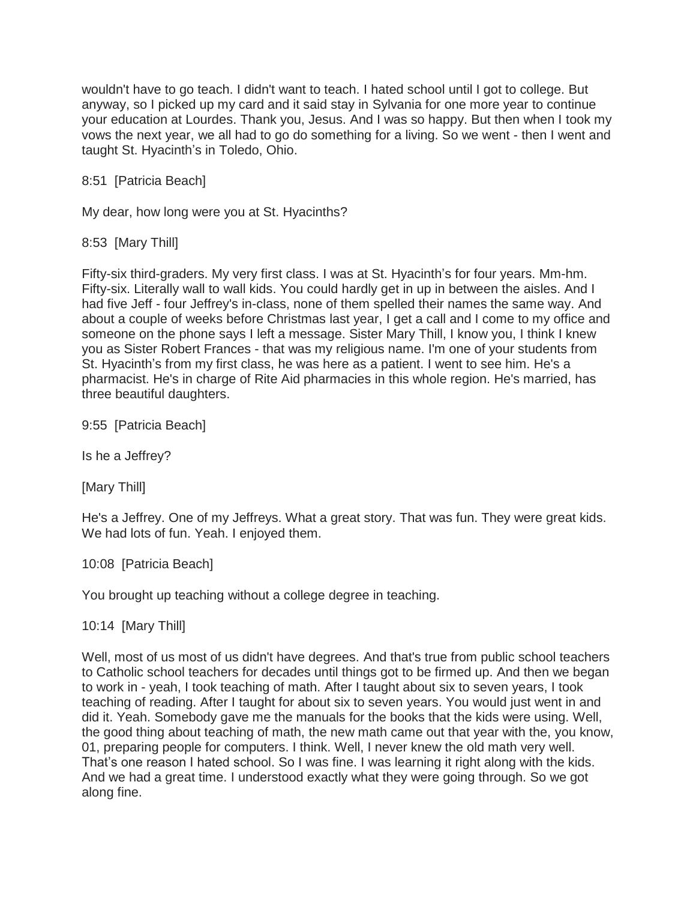wouldn't have to go teach. I didn't want to teach. I hated school until I got to college. But anyway, so I picked up my card and it said stay in Sylvania for one more year to continue your education at Lourdes. Thank you, Jesus. And I was so happy. But then when I took my vows the next year, we all had to go do something for a living. So we went - then I went and taught St. Hyacinth's in Toledo, Ohio.

8:51 [Patricia Beach]

My dear, how long were you at St. Hyacinths?

8:53 [Mary Thill]

Fifty-six third-graders. My very first class. I was at St. Hyacinth's for four years. Mm-hm. Fifty-six. Literally wall to wall kids. You could hardly get in up in between the aisles. And I had five Jeff - four Jeffrey's in-class, none of them spelled their names the same way. And about a couple of weeks before Christmas last year, I get a call and I come to my office and someone on the phone says I left a message. Sister Mary Thill, I know you, I think I knew you as Sister Robert Frances - that was my religious name. I'm one of your students from St. Hyacinth's from my first class, he was here as a patient. I went to see him. He's a pharmacist. He's in charge of Rite Aid pharmacies in this whole region. He's married, has three beautiful daughters.

9:55 [Patricia Beach]

Is he a Jeffrey?

[Mary Thill]

He's a Jeffrey. One of my Jeffreys. What a great story. That was fun. They were great kids. We had lots of fun. Yeah. I enjoyed them.

10:08 [Patricia Beach]

You brought up teaching without a college degree in teaching.

10:14 [Mary Thill]

Well, most of us most of us didn't have degrees. And that's true from public school teachers to Catholic school teachers for decades until things got to be firmed up. And then we began to work in - yeah, I took teaching of math. After I taught about six to seven years, I took teaching of reading. After I taught for about six to seven years. You would just went in and did it. Yeah. Somebody gave me the manuals for the books that the kids were using. Well, the good thing about teaching of math, the new math came out that year with the, you know, 01, preparing people for computers. I think. Well, I never knew the old math very well. That's one reason I hated school. So I was fine. I was learning it right along with the kids. And we had a great time. I understood exactly what they were going through. So we got along fine.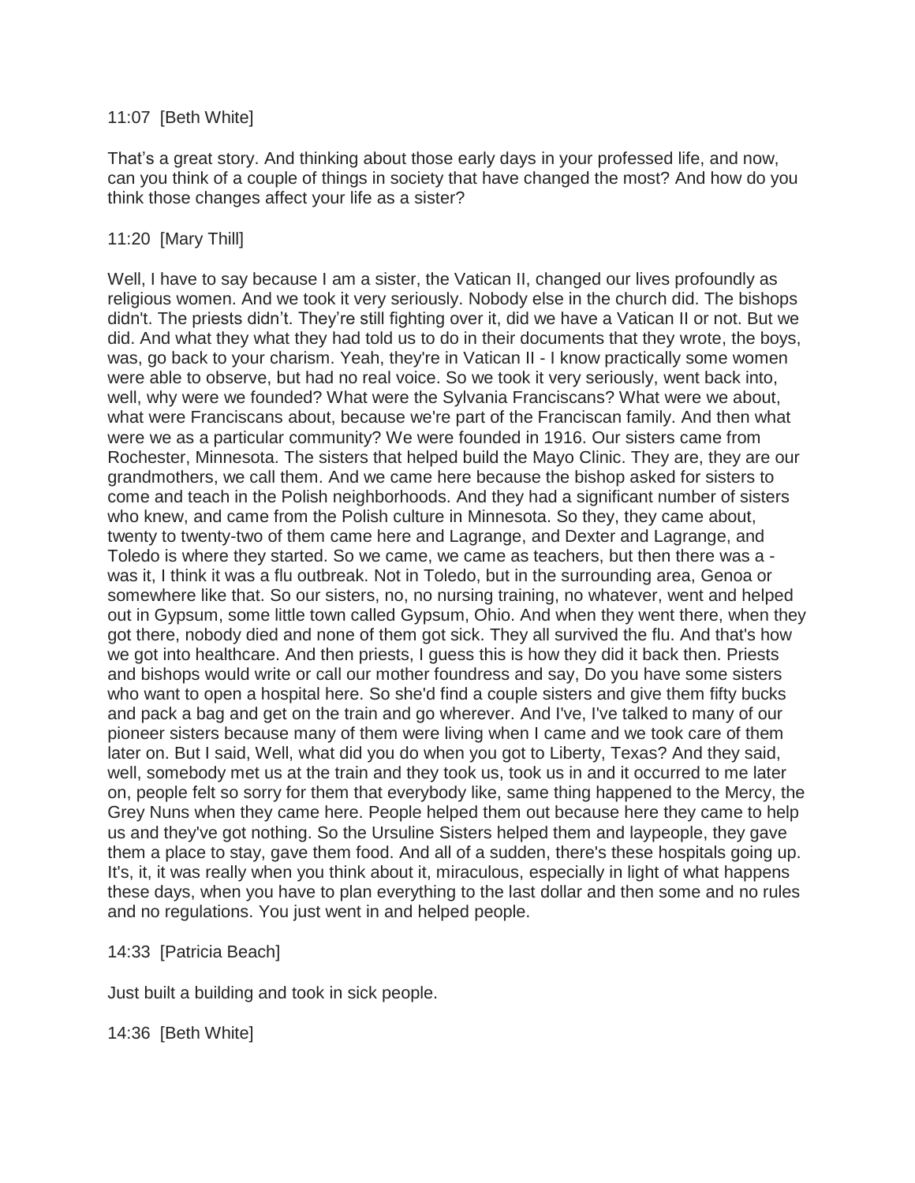11:07  [Beth White]

That’s a great story. And thinking about those early days in your professed life, and now, can you think of a couple of things in society that have changed the most? And how do you think those changes affect your life as a sister?

11:20  [Mary Thill]

Well, I have to say because I am a sister, the Vatican II, changed our lives profoundly as religious women. And we took it very seriously. Nobody else in the church did. The bishops didn't. The priests didn’t. They’re still fighting over it, did we have a Vatican II or not. But we did. And what they what they had told us to do in their documents that they wrote, the boys, was, go back to your charism. Yeah, they're in Vatican II - I know practically some women were able to observe, but had no real voice. So we took it very seriously, went back into, well, why were we founded? What were the Sylvania Franciscans? What were we about, what were Franciscans about, because we're part of the Franciscan family. And then what were we as a particular community? We were founded in 1916. Our sisters came from Rochester, Minnesota. The sisters that helped build the Mayo Clinic. They are, they are our grandmothers, we call them. And we came here because the bishop asked for sisters to come and teach in the Polish neighborhoods. And they had a significant number of sisters who knew, and came from the Polish culture in Minnesota. So they, they came about, twenty to twenty-two of them came here and Lagrange, and Dexter and Lagrange, and Toledo is where they started. So we came, we came as teachers, but then there was a - was it, I think it was a flu outbreak. Not in Toledo, but in the surrounding area, Genoa or somewhere like that. So our sisters, no, no nursing training, no whatever, went and helped out in Gypsum, some little town called Gypsum, Ohio. And when they went there, when they got there, nobody died and none of them got sick. They all survived the flu. And that's how we got into healthcare. And then priests, I guess this is how they did it back then. Priests and bishops would write or call our mother foundress and say, Do you have some sisters who want to open a hospital here. So she'd find a couple sisters and give them fifty bucks and pack a bag and get on the train and go wherever. And I've, I've talked to many of our pioneer sisters because many of them were living when I came and we took care of them later on. But I said, Well, what did you do when you got to Liberty, Texas? And they said, well, somebody met us at the train and they took us, took us in and it occurred to me later on, people felt so sorry for them that everybody like, same thing happened to the Mercy, the Grey Nuns when they came here. People helped them out because here they came to help us and they've got nothing. So the Ursuline Sisters helped them and laypeople, they gave them a place to stay, gave them food. And all of a sudden, there's these hospitals going up. It's, it, it was really when you think about it, miraculous, especially in light of what happens these days, when you have to plan everything to the last dollar and then some and no rules and no regulations. You just went in and helped people.

14:33  [Patricia Beach]

Just built a building and took in sick people.

14:36  [Beth White]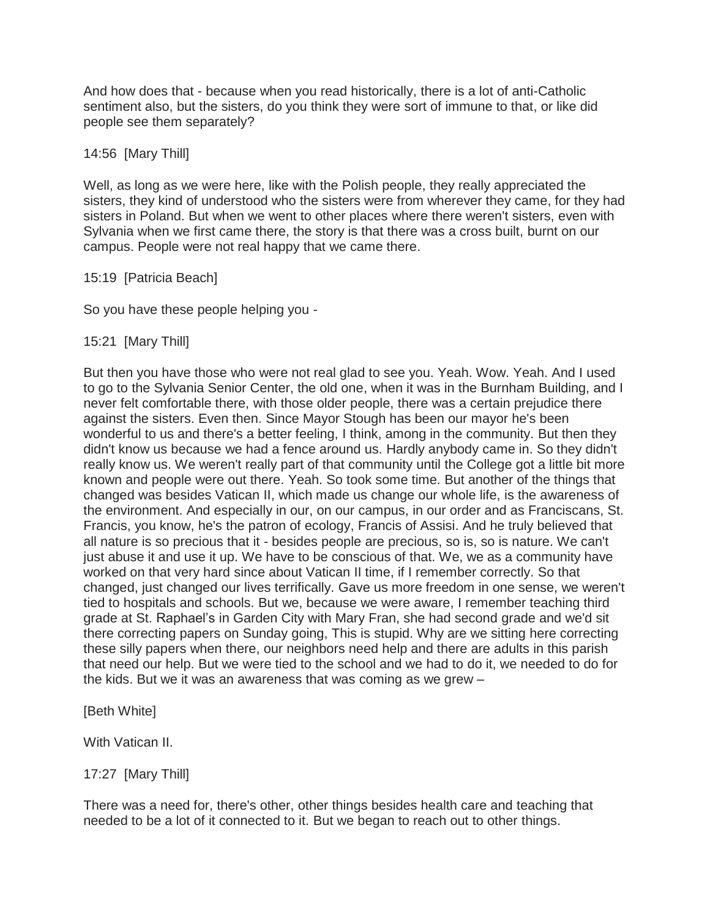And how does that - because when you read historically, there is a lot of anti-Catholic sentiment also, but the sisters, do you think they were sort of immune to that, or like did people see them separately?

14:56 [Mary Thill]

Well, as long as we were here, like with the Polish people, they really appreciated the sisters, they kind of understood who the sisters were from wherever they came, for they had sisters in Poland. But when we went to other places where there weren't sisters, even with Sylvania when we first came there, the story is that there was a cross built, burnt on our campus. People were not real happy that we came there.

15:19 [Patricia Beach]

So you have these people helping you -

15:21 [Mary Thill]

But then you have those who were not real glad to see you. Yeah. Wow. Yeah. And I used to go to the Sylvania Senior Center, the old one, when it was in the Burnham Building, and I never felt comfortable there, with those older people, there was a certain prejudice there against the sisters. Even then. Since Mayor Stough has been our mayor he's been wonderful to us and there's a better feeling, I think, among in the community. But then they didn't know us because we had a fence around us. Hardly anybody came in. So they didn't really know us. We weren't really part of that community until the College got a little bit more known and people were out there. Yeah. So took some time. But another of the things that changed was besides Vatican II, which made us change our whole life, is the awareness of the environment. And especially in our, on our campus, in our order and as Franciscans, St. Francis, you know, he's the patron of ecology, Francis of Assisi. And he truly believed that all nature is so precious that it - besides people are precious, so is, so is nature. We can't just abuse it and use it up. We have to be conscious of that. We, we as a community have worked on that very hard since about Vatican II time, if I remember correctly. So that changed, just changed our lives terrifically. Gave us more freedom in one sense, we weren't tied to hospitals and schools. But we, because we were aware, I remember teaching third grade at St. Raphael's in Garden City with Mary Fran, she had second grade and we'd sit there correcting papers on Sunday going, This is stupid. Why are we sitting here correcting these silly papers when there, our neighbors need help and there are adults in this parish that need our help. But we were tied to the school and we had to do it, we needed to do for the kids. But we it was an awareness that was coming as we grew –

[Beth White]

With Vatican II.

17:27 [Mary Thill]

There was a need for, there's other, other things besides health care and teaching that needed to be a lot of it connected to it. But we began to reach out to other things.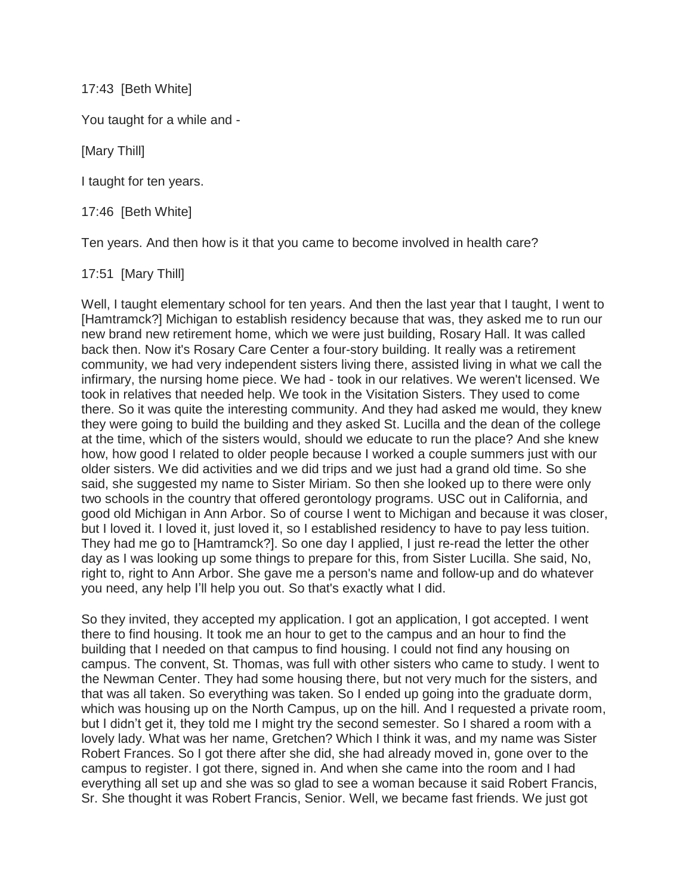17:43 [Beth White]

You taught for a while and -

[Mary Thill]

I taught for ten years.

17:46 [Beth White]

Ten years. And then how is it that you came to become involved in health care?

17:51 [Mary Thill]

Well, I taught elementary school for ten years. And then the last year that I taught, I went to [Hamtramck?] Michigan to establish residency because that was, they asked me to run our new brand new retirement home, which we were just building, Rosary Hall. It was called back then. Now it's Rosary Care Center a four-story building. It really was a retirement community, we had very independent sisters living there, assisted living in what we call the infirmary, the nursing home piece. We had - took in our relatives. We weren't licensed. We took in relatives that needed help. We took in the Visitation Sisters. They used to come there. So it was quite the interesting community. And they had asked me would, they knew they were going to build the building and they asked St. Lucilla and the dean of the college at the time, which of the sisters would, should we educate to run the place? And she knew how, how good I related to older people because I worked a couple summers just with our older sisters. We did activities and we did trips and we just had a grand old time. So she said, she suggested my name to Sister Miriam. So then she looked up to there were only two schools in the country that offered gerontology programs. USC out in California, and good old Michigan in Ann Arbor. So of course I went to Michigan and because it was closer, but I loved it. I loved it, just loved it, so I established residency to have to pay less tuition. They had me go to [Hamtramck?]. So one day I applied, I just re-read the letter the other day as I was looking up some things to prepare for this, from Sister Lucilla. She said, No, right to, right to Ann Arbor. She gave me a person's name and follow-up and do whatever you need, any help I'll help you out. So that's exactly what I did.

So they invited, they accepted my application. I got an application, I got accepted. I went there to find housing. It took me an hour to get to the campus and an hour to find the building that I needed on that campus to find housing. I could not find any housing on campus. The convent, St. Thomas, was full with other sisters who came to study. I went to the Newman Center. They had some housing there, but not very much for the sisters, and that was all taken. So everything was taken. So I ended up going into the graduate dorm, which was housing up on the North Campus, up on the hill. And I requested a private room, but I didn't get it, they told me I might try the second semester. So I shared a room with a lovely lady. What was her name, Gretchen? Which I think it was, and my name was Sister Robert Frances. So I got there after she did, she had already moved in, gone over to the campus to register. I got there, signed in. And when she came into the room and I had everything all set up and she was so glad to see a woman because it said Robert Francis, Sr. She thought it was Robert Francis, Senior. Well, we became fast friends. We just got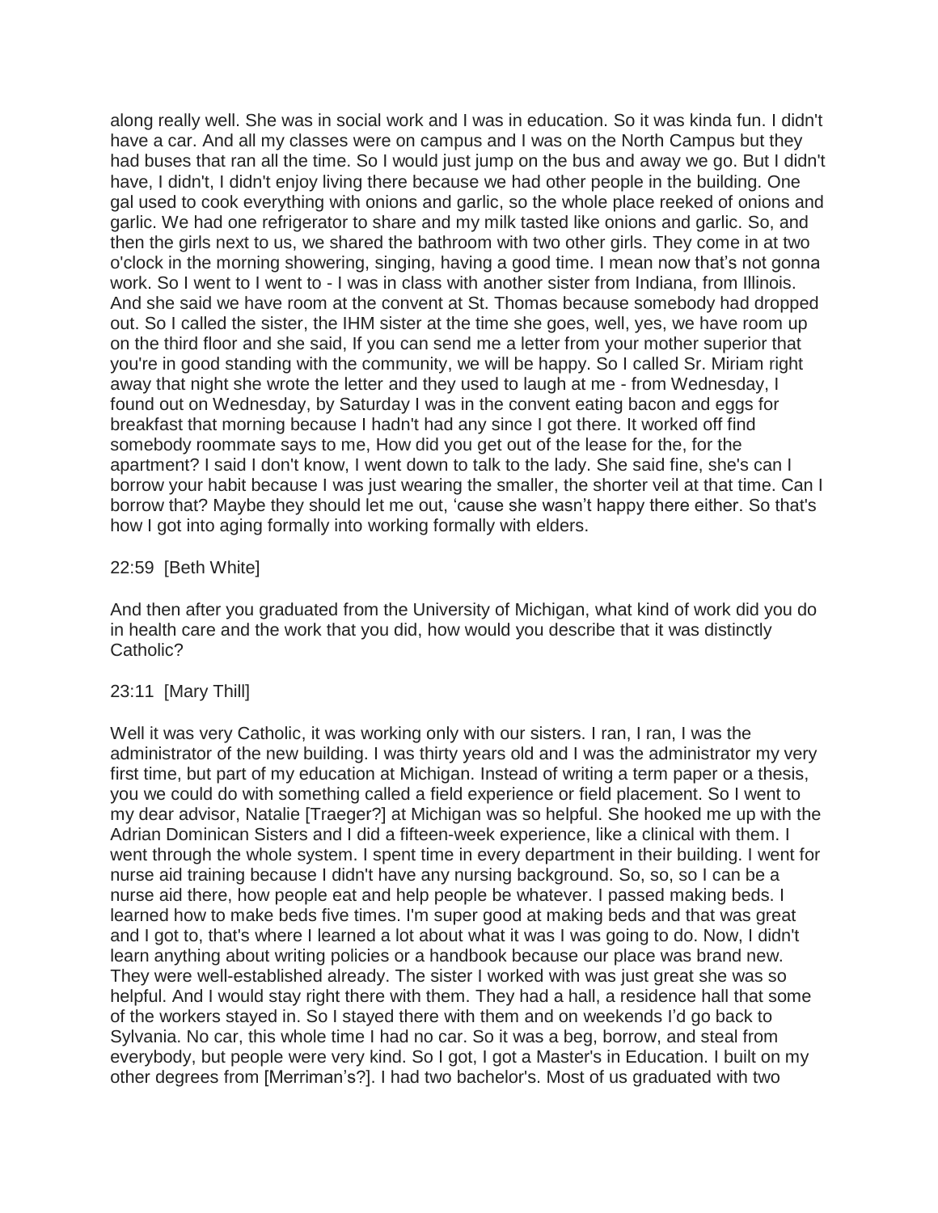along really well. She was in social work and I was in education. So it was kinda fun. I didn't have a car. And all my classes were on campus and I was on the North Campus but they had buses that ran all the time. So I would just jump on the bus and away we go. But I didn't have, I didn't, I didn't enjoy living there because we had other people in the building. One gal used to cook everything with onions and garlic, so the whole place reeked of onions and garlic. We had one refrigerator to share and my milk tasted like onions and garlic. So, and then the girls next to us, we shared the bathroom with two other girls. They come in at two o'clock in the morning showering, singing, having a good time. I mean now that's not gonna work. So I went to I went to - I was in class with another sister from Indiana, from Illinois. And she said we have room at the convent at St. Thomas because somebody had dropped out. So I called the sister, the IHM sister at the time she goes, well, yes, we have room up on the third floor and she said, If you can send me a letter from your mother superior that you're in good standing with the community, we will be happy. So I called Sr. Miriam right away that night she wrote the letter and they used to laugh at me - from Wednesday, I found out on Wednesday, by Saturday I was in the convent eating bacon and eggs for breakfast that morning because I hadn't had any since I got there. It worked off find somebody roommate says to me, How did you get out of the lease for the, for the apartment? I said I don't know, I went down to talk to the lady. She said fine, she's can I borrow your habit because I was just wearing the smaller, the shorter veil at that time. Can I borrow that? Maybe they should let me out, 'cause she wasn't happy there either. So that's how I got into aging formally into working formally with elders.

22:59 [Beth White]

And then after you graduated from the University of Michigan, what kind of work did you do in health care and the work that you did, how would you describe that it was distinctly Catholic?

23:11 [Mary Thill]

Well it was very Catholic, it was working only with our sisters. I ran, I ran, I was the administrator of the new building. I was thirty years old and I was the administrator my very first time, but part of my education at Michigan. Instead of writing a term paper or a thesis, you we could do with something called a field experience or field placement. So I went to my dear advisor, Natalie [Traeger?] at Michigan was so helpful. She hooked me up with the Adrian Dominican Sisters and I did a fifteen-week experience, like a clinical with them. I went through the whole system. I spent time in every department in their building. I went for nurse aid training because I didn't have any nursing background. So, so, so I can be a nurse aid there, how people eat and help people be whatever. I passed making beds. I learned how to make beds five times. I'm super good at making beds and that was great and I got to, that's where I learned a lot about what it was I was going to do. Now, I didn't learn anything about writing policies or a handbook because our place was brand new. They were well-established already. The sister I worked with was just great she was so helpful. And I would stay right there with them. They had a hall, a residence hall that some of the workers stayed in. So I stayed there with them and on weekends I'd go back to Sylvania. No car, this whole time I had no car. So it was a beg, borrow, and steal from everybody, but people were very kind. So I got, I got a Master's in Education. I built on my other degrees from [Merriman's?]. I had two bachelor's. Most of us graduated with two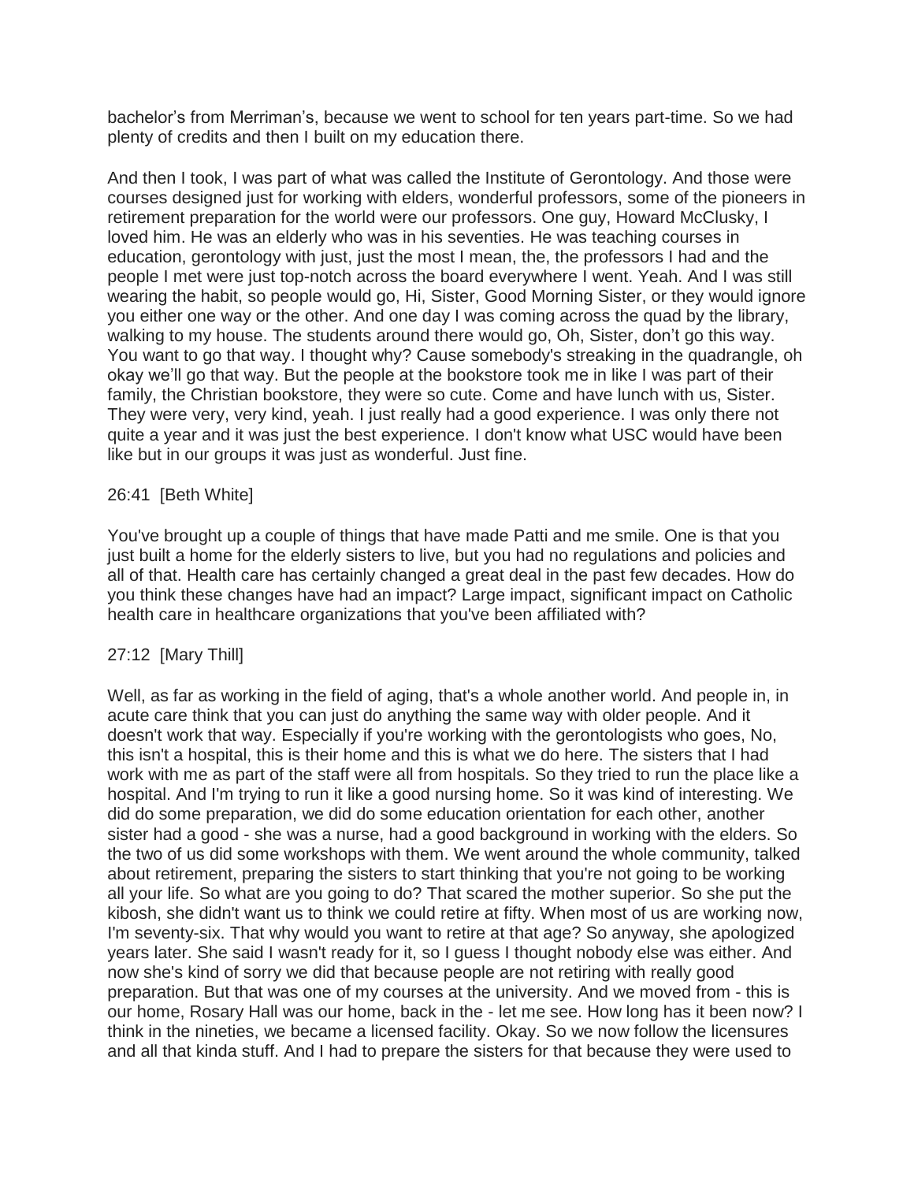bachelor's from Merriman's, because we went to school for ten years part-time. So we had plenty of credits and then I built on my education there.

And then I took, I was part of what was called the Institute of Gerontology. And those were courses designed just for working with elders, wonderful professors, some of the pioneers in retirement preparation for the world were our professors. One guy, Howard McClusky, I loved him. He was an elderly who was in his seventies. He was teaching courses in education, gerontology with just, just the most I mean, the, the professors I had and the people I met were just top-notch across the board everywhere I went. Yeah. And I was still wearing the habit, so people would go, Hi, Sister, Good Morning Sister, or they would ignore you either one way or the other. And one day I was coming across the quad by the library, walking to my house. The students around there would go, Oh, Sister, don't go this way. You want to go that way. I thought why? Cause somebody's streaking in the quadrangle, oh okay we'll go that way. But the people at the bookstore took me in like I was part of their family, the Christian bookstore, they were so cute. Come and have lunch with us, Sister. They were very, very kind, yeah. I just really had a good experience. I was only there not quite a year and it was just the best experience. I don't know what USC would have been like but in our groups it was just as wonderful. Just fine.

26:41 [Beth White]

You've brought up a couple of things that have made Patti and me smile. One is that you just built a home for the elderly sisters to live, but you had no regulations and policies and all of that. Health care has certainly changed a great deal in the past few decades. How do you think these changes have had an impact? Large impact, significant impact on Catholic health care in healthcare organizations that you've been affiliated with?

27:12 [Mary Thill]

Well, as far as working in the field of aging, that's a whole another world. And people in, in acute care think that you can just do anything the same way with older people. And it doesn't work that way. Especially if you're working with the gerontologists who goes, No, this isn't a hospital, this is their home and this is what we do here. The sisters that I had work with me as part of the staff were all from hospitals. So they tried to run the place like a hospital. And I'm trying to run it like a good nursing home. So it was kind of interesting. We did do some preparation, we did do some education orientation for each other, another sister had a good - she was a nurse, had a good background in working with the elders. So the two of us did some workshops with them. We went around the whole community, talked about retirement, preparing the sisters to start thinking that you're not going to be working all your life. So what are you going to do? That scared the mother superior. So she put the kibosh, she didn't want us to think we could retire at fifty. When most of us are working now, I'm seventy-six. That why would you want to retire at that age? So anyway, she apologized years later. She said I wasn't ready for it, so I guess I thought nobody else was either. And now she's kind of sorry we did that because people are not retiring with really good preparation. But that was one of my courses at the university. And we moved from - this is our home, Rosary Hall was our home, back in the - let me see. How long has it been now? I think in the nineties, we became a licensed facility. Okay. So we now follow the licensures and all that kinda stuff. And I had to prepare the sisters for that because they were used to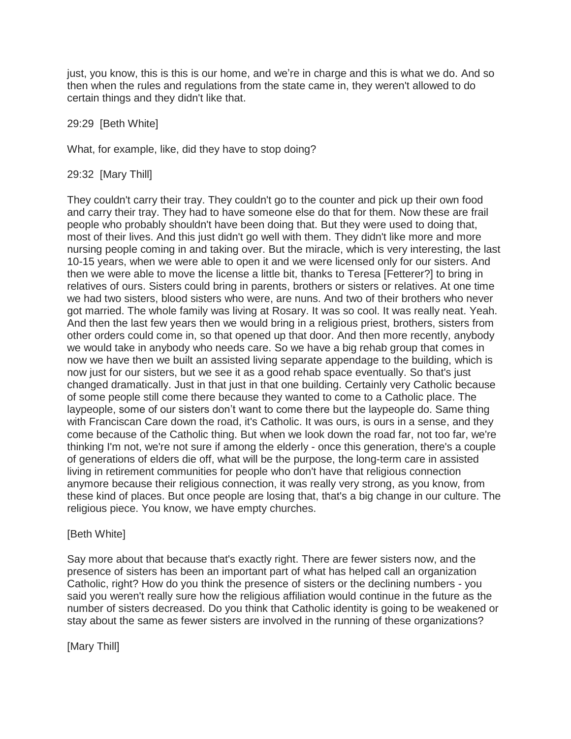just, you know, this is this is our home, and we're in charge and this is what we do. And so then when the rules and regulations from the state came in, they weren't allowed to do certain things and they didn't like that.

29:29 [Beth White]

What, for example, like, did they have to stop doing?

29:32 [Mary Thill]

They couldn't carry their tray. They couldn't go to the counter and pick up their own food and carry their tray. They had to have someone else do that for them. Now these are frail people who probably shouldn't have been doing that. But they were used to doing that, most of their lives. And this just didn't go well with them. They didn't like more and more nursing people coming in and taking over. But the miracle, which is very interesting, the last 10-15 years, when we were able to open it and we were licensed only for our sisters. And then we were able to move the license a little bit, thanks to Teresa [Fetterer?] to bring in relatives of ours. Sisters could bring in parents, brothers or sisters or relatives. At one time we had two sisters, blood sisters who were, are nuns. And two of their brothers who never got married. The whole family was living at Rosary. It was so cool. It was really neat. Yeah. And then the last few years then we would bring in a religious priest, brothers, sisters from other orders could come in, so that opened up that door. And then more recently, anybody we would take in anybody who needs care. So we have a big rehab group that comes in now we have then we built an assisted living separate appendage to the building, which is now just for our sisters, but we see it as a good rehab space eventually. So that's just changed dramatically. Just in that just in that one building. Certainly very Catholic because of some people still come there because they wanted to come to a Catholic place. The laypeople, some of our sisters don't want to come there but the laypeople do. Same thing with Franciscan Care down the road, it's Catholic. It was ours, is ours in a sense, and they come because of the Catholic thing. But when we look down the road far, not too far, we're thinking I'm not, we're not sure if among the elderly - once this generation, there's a couple of generations of elders die off, what will be the purpose, the long-term care in assisted living in retirement communities for people who don't have that religious connection anymore because their religious connection, it was really very strong, as you know, from these kind of places. But once people are losing that, that's a big change in our culture. The religious piece. You know, we have empty churches.

[Beth White]

Say more about that because that's exactly right. There are fewer sisters now, and the presence of sisters has been an important part of what has helped call an organization Catholic, right? How do you think the presence of sisters or the declining numbers - you said you weren't really sure how the religious affiliation would continue in the future as the number of sisters decreased. Do you think that Catholic identity is going to be weakened or stay about the same as fewer sisters are involved in the running of these organizations?

[Mary Thill]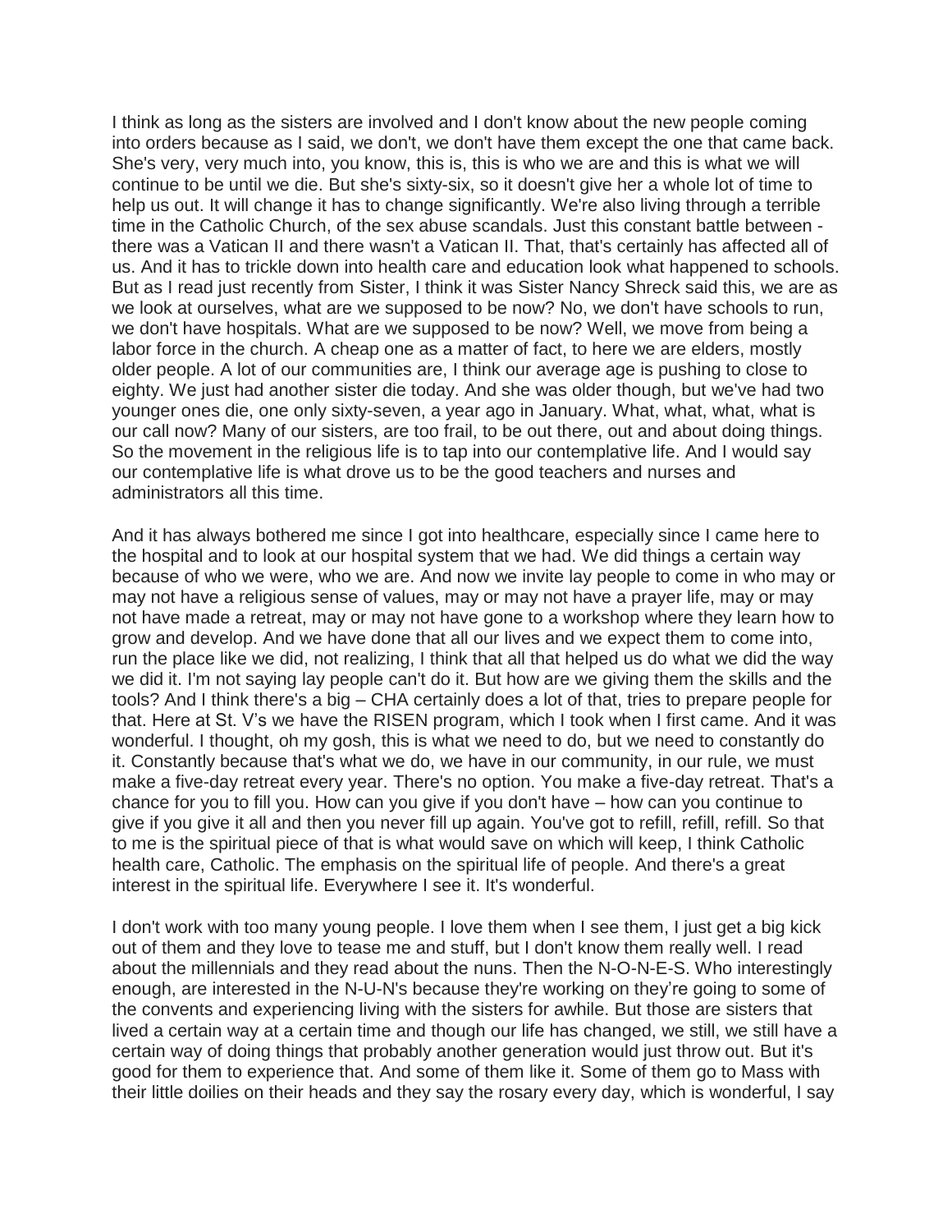I think as long as the sisters are involved and I don't know about the new people coming into orders because as I said, we don't, we don't have them except the one that came back. She's very, very much into, you know, this is, this is who we are and this is what we will continue to be until we die. But she's sixty-six, so it doesn't give her a whole lot of time to help us out. It will change it has to change significantly. We're also living through a terrible time in the Catholic Church, of the sex abuse scandals. Just this constant battle between - there was a Vatican II and there wasn't a Vatican II. That, that's certainly has affected all of us. And it has to trickle down into health care and education look what happened to schools. But as I read just recently from Sister, I think it was Sister Nancy Shreck said this, we are as we look at ourselves, what are we supposed to be now? No, we don't have schools to run, we don't have hospitals. What are we supposed to be now? Well, we move from being a labor force in the church. A cheap one as a matter of fact, to here we are elders, mostly older people. A lot of our communities are, I think our average age is pushing to close to eighty. We just had another sister die today. And she was older though, but we've had two younger ones die, one only sixty-seven, a year ago in January. What, what, what, what is our call now? Many of our sisters, are too frail, to be out there, out and about doing things. So the movement in the religious life is to tap into our contemplative life. And I would say our contemplative life is what drove us to be the good teachers and nurses and administrators all this time.

And it has always bothered me since I got into healthcare, especially since I came here to the hospital and to look at our hospital system that we had. We did things a certain way because of who we were, who we are. And now we invite lay people to come in who may or may not have a religious sense of values, may or may not have a prayer life, may or may not have made a retreat, may or may not have gone to a workshop where they learn how to grow and develop. And we have done that all our lives and we expect them to come into, run the place like we did, not realizing, I think that all that helped us do what we did the way we did it. I'm not saying lay people can't do it. But how are we giving them the skills and the tools? And I think there's a big – CHA certainly does a lot of that, tries to prepare people for that. Here at St. V's we have the RISEN program, which I took when I first came. And it was wonderful. I thought, oh my gosh, this is what we need to do, but we need to constantly do it. Constantly because that's what we do, we have in our community, in our rule, we must make a five-day retreat every year. There's no option. You make a five-day retreat. That's a chance for you to fill you. How can you give if you don't have – how can you continue to give if you give it all and then you never fill up again. You've got to refill, refill, refill. So that to me is the spiritual piece of that is what would save on which will keep, I think Catholic health care, Catholic. The emphasis on the spiritual life of people. And there's a great interest in the spiritual life. Everywhere I see it. It's wonderful.

I don't work with too many young people. I love them when I see them, I just get a big kick out of them and they love to tease me and stuff, but I don't know them really well. I read about the millennials and they read about the nuns. Then the N-O-N-E-S. Who interestingly enough, are interested in the N-U-N's because they're working on they're going to some of the convents and experiencing living with the sisters for awhile. But those are sisters that lived a certain way at a certain time and though our life has changed, we still, we still have a certain way of doing things that probably another generation would just throw out. But it's good for them to experience that. And some of them like it. Some of them go to Mass with their little doilies on their heads and they say the rosary every day, which is wonderful, I say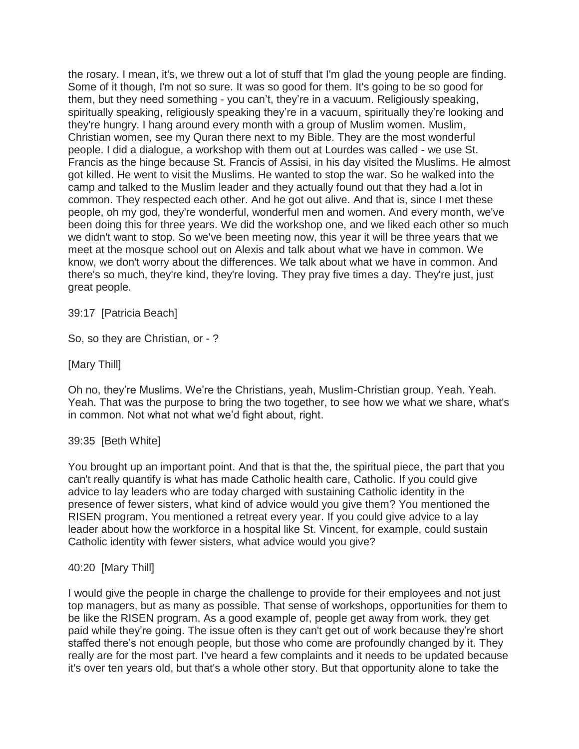the rosary. I mean, it's, we threw out a lot of stuff that I'm glad the young people are finding. Some of it though, I'm not so sure. It was so good for them. It's going to be so good for them, but they need something - you can't, they're in a vacuum. Religiously speaking, spiritually speaking, religiously speaking they're in a vacuum, spiritually they're looking and they're hungry. I hang around every month with a group of Muslim women. Muslim, Christian women, see my Quran there next to my Bible. They are the most wonderful people. I did a dialogue, a workshop with them out at Lourdes was called - we use St. Francis as the hinge because St. Francis of Assisi, in his day visited the Muslims. He almost got killed. He went to visit the Muslims. He wanted to stop the war. So he walked into the camp and talked to the Muslim leader and they actually found out that they had a lot in common. They respected each other. And he got out alive. And that is, since I met these people, oh my god, they're wonderful, wonderful men and women. And every month, we've been doing this for three years. We did the workshop one, and we liked each other so much we didn't want to stop. So we've been meeting now, this year it will be three years that we meet at the mosque school out on Alexis and talk about what we have in common. We know, we don't worry about the differences. We talk about what we have in common. And there's so much, they're kind, they're loving. They pray five times a day. They're just, just great people.

39:17 [Patricia Beach]

So, so they are Christian, or - ?

[Mary Thill]

Oh no, they're Muslims. We're the Christians, yeah, Muslim-Christian group. Yeah. Yeah. Yeah. That was the purpose to bring the two together, to see how we what we share, what's in common. Not what not what we'd fight about, right.

39:35 [Beth White]

You brought up an important point. And that is that the, the spiritual piece, the part that you can't really quantify is what has made Catholic health care, Catholic. If you could give advice to lay leaders who are today charged with sustaining Catholic identity in the presence of fewer sisters, what kind of advice would you give them? You mentioned the RISEN program. You mentioned a retreat every year. If you could give advice to a lay leader about how the workforce in a hospital like St. Vincent, for example, could sustain Catholic identity with fewer sisters, what advice would you give?

40:20 [Mary Thill]

I would give the people in charge the challenge to provide for their employees and not just top managers, but as many as possible. That sense of workshops, opportunities for them to be like the RISEN program. As a good example of, people get away from work, they get paid while they're going. The issue often is they can't get out of work because they're short staffed there's not enough people, but those who come are profoundly changed by it. They really are for the most part. I've heard a few complaints and it needs to be updated because it's over ten years old, but that's a whole other story. But that opportunity alone to take the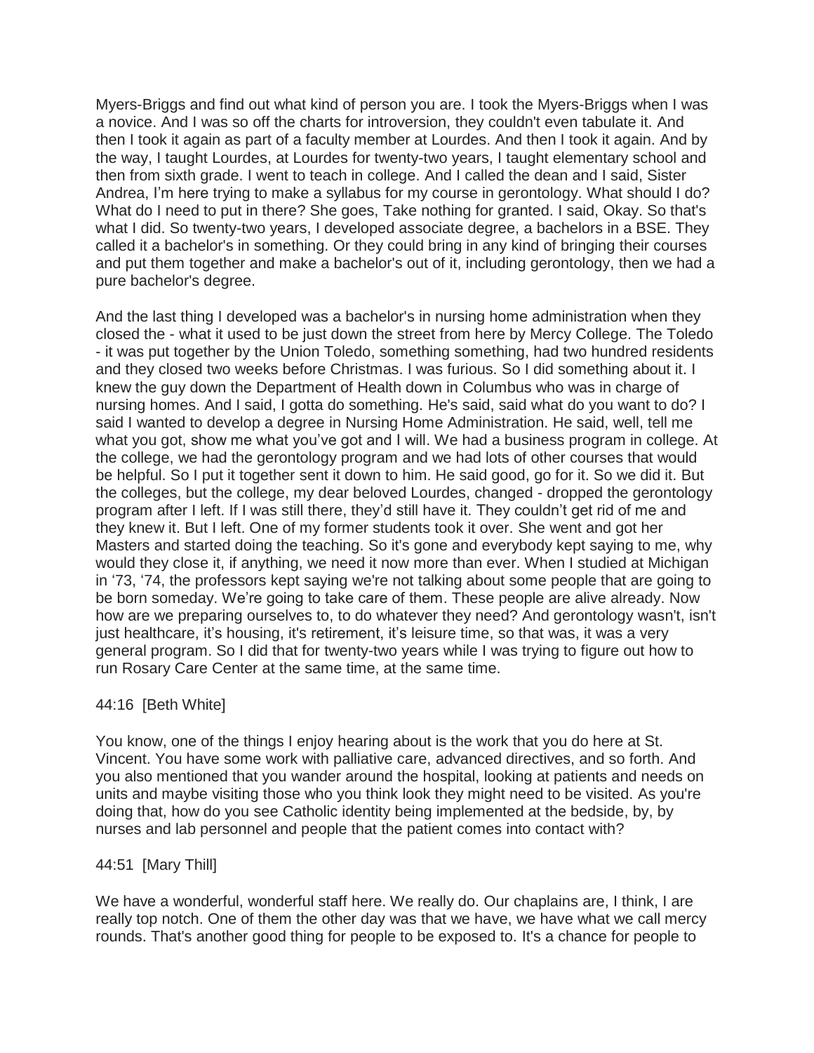Myers-Briggs and find out what kind of person you are. I took the Myers-Briggs when I was a novice. And I was so off the charts for introversion, they couldn't even tabulate it. And then I took it again as part of a faculty member at Lourdes. And then I took it again. And by the way, I taught Lourdes, at Lourdes for twenty-two years, I taught elementary school and then from sixth grade. I went to teach in college. And I called the dean and I said, Sister Andrea, I'm here trying to make a syllabus for my course in gerontology. What should I do? What do I need to put in there? She goes, Take nothing for granted. I said, Okay. So that's what I did. So twenty-two years, I developed associate degree, a bachelors in a BSE. They called it a bachelor's in something. Or they could bring in any kind of bringing their courses and put them together and make a bachelor's out of it, including gerontology, then we had a pure bachelor's degree.

And the last thing I developed was a bachelor's in nursing home administration when they closed the - what it used to be just down the street from here by Mercy College. The Toledo - it was put together by the Union Toledo, something something, had two hundred residents and they closed two weeks before Christmas. I was furious. So I did something about it. I knew the guy down the Department of Health down in Columbus who was in charge of nursing homes. And I said, I gotta do something. He's said, said what do you want to do? I said I wanted to develop a degree in Nursing Home Administration. He said, well, tell me what you got, show me what you've got and I will. We had a business program in college. At the college, we had the gerontology program and we had lots of other courses that would be helpful. So I put it together sent it down to him. He said good, go for it. So we did it. But the colleges, but the college, my dear beloved Lourdes, changed - dropped the gerontology program after I left. If I was still there, they'd still have it. They couldn't get rid of me and they knew it. But I left. One of my former students took it over. She went and got her Masters and started doing the teaching. So it's gone and everybody kept saying to me, why would they close it, if anything, we need it now more than ever. When I studied at Michigan in '73, '74, the professors kept saying we're not talking about some people that are going to be born someday. We're going to take care of them. These people are alive already. Now how are we preparing ourselves to, to do whatever they need? And gerontology wasn't, isn't just healthcare, it's housing, it's retirement, it's leisure time, so that was, it was a very general program. So I did that for twenty-two years while I was trying to figure out how to run Rosary Care Center at the same time, at the same time.

44:16 [Beth White]

You know, one of the things I enjoy hearing about is the work that you do here at St. Vincent. You have some work with palliative care, advanced directives, and so forth. And you also mentioned that you wander around the hospital, looking at patients and needs on units and maybe visiting those who you think look they might need to be visited. As you're doing that, how do you see Catholic identity being implemented at the bedside, by, by nurses and lab personnel and people that the patient comes into contact with?

44:51 [Mary Thill]

We have a wonderful, wonderful staff here. We really do. Our chaplains are, I think, I are really top notch. One of them the other day was that we have, we have what we call mercy rounds. That's another good thing for people to be exposed to. It's a chance for people to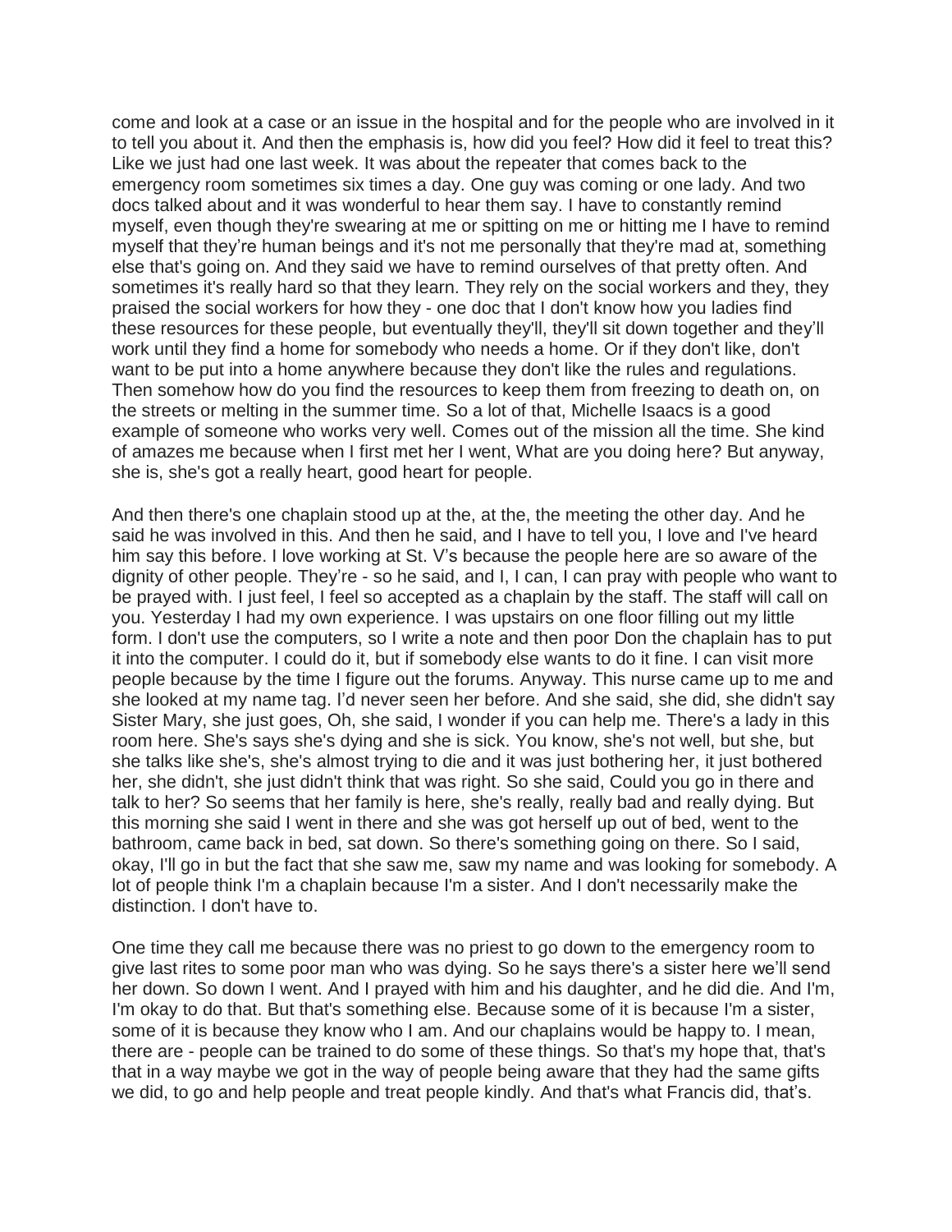come and look at a case or an issue in the hospital and for the people who are involved in it to tell you about it. And then the emphasis is, how did you feel? How did it feel to treat this? Like we just had one last week. It was about the repeater that comes back to the emergency room sometimes six times a day. One guy was coming or one lady. And two docs talked about and it was wonderful to hear them say. I have to constantly remind myself, even though they're swearing at me or spitting on me or hitting me I have to remind myself that they're human beings and it's not me personally that they're mad at, something else that's going on. And they said we have to remind ourselves of that pretty often. And sometimes it's really hard so that they learn. They rely on the social workers and they, they praised the social workers for how they - one doc that I don't know how you ladies find these resources for these people, but eventually they'll, they'll sit down together and they'll work until they find a home for somebody who needs a home. Or if they don't like, don't want to be put into a home anywhere because they don't like the rules and regulations. Then somehow how do you find the resources to keep them from freezing to death on, on the streets or melting in the summer time. So a lot of that, Michelle Isaacs is a good example of someone who works very well. Comes out of the mission all the time. She kind of amazes me because when I first met her I went, What are you doing here? But anyway, she is, she's got a really heart, good heart for people.

And then there's one chaplain stood up at the, at the, the meeting the other day. And he said he was involved in this. And then he said, and I have to tell you, I love and I've heard him say this before. I love working at St. V's because the people here are so aware of the dignity of other people. They're - so he said, and I, I can, I can pray with people who want to be prayed with. I just feel, I feel so accepted as a chaplain by the staff. The staff will call on you. Yesterday I had my own experience. I was upstairs on one floor filling out my little form. I don't use the computers, so I write a note and then poor Don the chaplain has to put it into the computer. I could do it, but if somebody else wants to do it fine. I can visit more people because by the time I figure out the forums. Anyway. This nurse came up to me and she looked at my name tag. I'd never seen her before. And she said, she did, she didn't say Sister Mary, she just goes, Oh, she said, I wonder if you can help me. There's a lady in this room here. She's says she's dying and she is sick. You know, she's not well, but she, but she talks like she's, she's almost trying to die and it was just bothering her, it just bothered her, she didn't, she just didn't think that was right. So she said, Could you go in there and talk to her? So seems that her family is here, she's really, really bad and really dying. But this morning she said I went in there and she was got herself up out of bed, went to the bathroom, came back in bed, sat down. So there's something going on there. So I said, okay, I'll go in but the fact that she saw me, saw my name and was looking for somebody. A lot of people think I'm a chaplain because I'm a sister. And I don't necessarily make the distinction. I don't have to.

One time they call me because there was no priest to go down to the emergency room to give last rites to some poor man who was dying. So he says there's a sister here we'll send her down. So down I went. And I prayed with him and his daughter, and he did die. And I'm, I'm okay to do that. But that's something else. Because some of it is because I'm a sister, some of it is because they know who I am. And our chaplains would be happy to. I mean, there are - people can be trained to do some of these things. So that's my hope that, that's that in a way maybe we got in the way of people being aware that they had the same gifts we did, to go and help people and treat people kindly. And that's what Francis did, that's.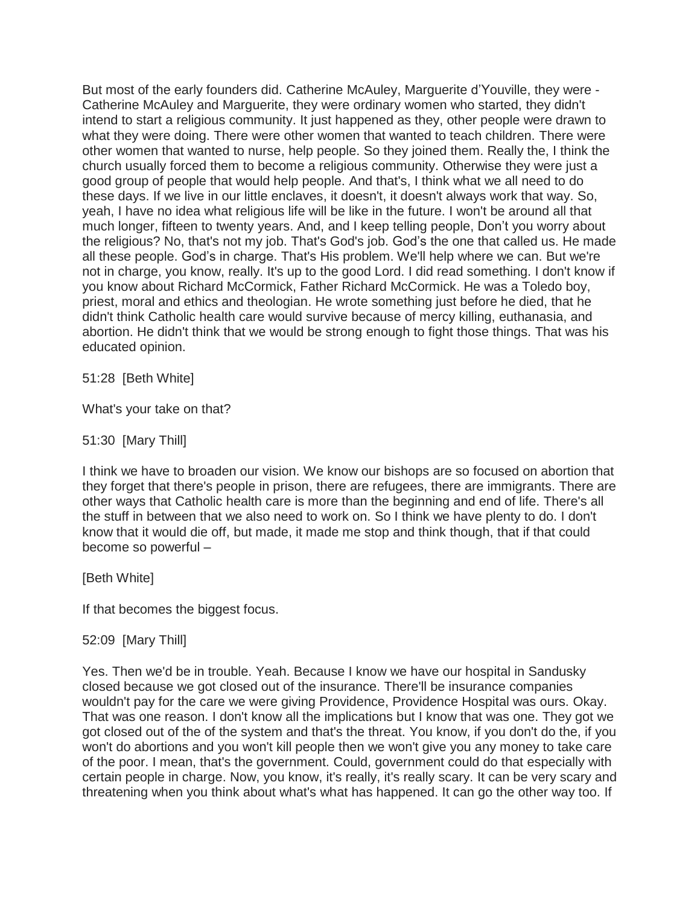But most of the early founders did. Catherine McAuley, Marguerite d'Youville, they were - Catherine McAuley and Marguerite, they were ordinary women who started, they didn't intend to start a religious community. It just happened as they, other people were drawn to what they were doing. There were other women that wanted to teach children. There were other women that wanted to nurse, help people. So they joined them. Really the, I think the church usually forced them to become a religious community. Otherwise they were just a good group of people that would help people. And that's, I think what we all need to do these days. If we live in our little enclaves, it doesn't, it doesn't always work that way. So, yeah, I have no idea what religious life will be like in the future. I won't be around all that much longer, fifteen to twenty years. And, and I keep telling people, Don't you worry about the religious? No, that's not my job. That's God's job. God's the one that called us. He made all these people. God's in charge. That's His problem. We'll help where we can. But we're not in charge, you know, really. It's up to the good Lord. I did read something. I don't know if you know about Richard McCormick, Father Richard McCormick. He was a Toledo boy, priest, moral and ethics and theologian. He wrote something just before he died, that he didn't think Catholic health care would survive because of mercy killing, euthanasia, and abortion. He didn't think that we would be strong enough to fight those things. That was his educated opinion.

51:28 [Beth White]

What's your take on that?

51:30 [Mary Thill]

I think we have to broaden our vision. We know our bishops are so focused on abortion that they forget that there's people in prison, there are refugees, there are immigrants. There are other ways that Catholic health care is more than the beginning and end of life. There's all the stuff in between that we also need to work on. So I think we have plenty to do. I don't know that it would die off, but made, it made me stop and think though, that if that could become so powerful –

[Beth White]

If that becomes the biggest focus.

52:09 [Mary Thill]

Yes. Then we'd be in trouble. Yeah. Because I know we have our hospital in Sandusky closed because we got closed out of the insurance. There'll be insurance companies wouldn't pay for the care we were giving Providence, Providence Hospital was ours. Okay. That was one reason. I don't know all the implications but I know that was one. They got we got closed out of the of the system and that's the threat. You know, if you don't do the, if you won't do abortions and you won't kill people then we won't give you any money to take care of the poor. I mean, that's the government. Could, government could do that especially with certain people in charge. Now, you know, it's really, it's really scary. It can be very scary and threatening when you think about what's what has happened. It can go the other way too. If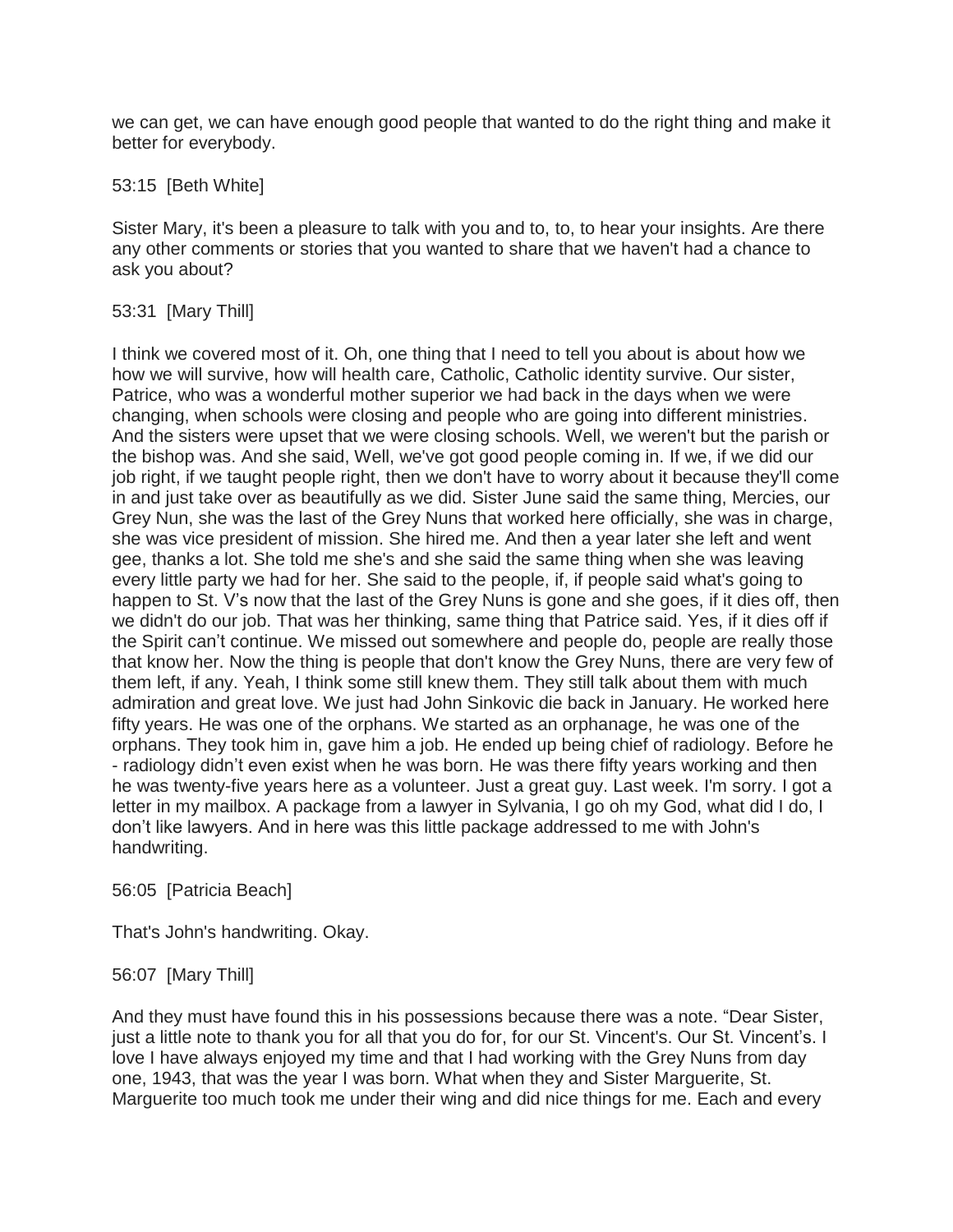we can get, we can have enough good people that wanted to do the right thing and make it better for everybody.

53:15 [Beth White]

Sister Mary, it's been a pleasure to talk with you and to, to, to hear your insights. Are there any other comments or stories that you wanted to share that we haven't had a chance to ask you about?

53:31 [Mary Thill]

I think we covered most of it. Oh, one thing that I need to tell you about is about how we how we will survive, how will health care, Catholic, Catholic identity survive. Our sister, Patrice, who was a wonderful mother superior we had back in the days when we were changing, when schools were closing and people who are going into different ministries. And the sisters were upset that we were closing schools. Well, we weren't but the parish or the bishop was. And she said, Well, we've got good people coming in. If we, if we did our job right, if we taught people right, then we don't have to worry about it because they'll come in and just take over as beautifully as we did. Sister June said the same thing, Mercies, our Grey Nun, she was the last of the Grey Nuns that worked here officially, she was in charge, she was vice president of mission. She hired me. And then a year later she left and went gee, thanks a lot. She told me she's and she said the same thing when she was leaving every little party we had for her. She said to the people, if, if people said what's going to happen to St. V's now that the last of the Grey Nuns is gone and she goes, if it dies off, then we didn't do our job. That was her thinking, same thing that Patrice said. Yes, if it dies off if the Spirit can't continue. We missed out somewhere and people do, people are really those that know her. Now the thing is people that don't know the Grey Nuns, there are very few of them left, if any. Yeah, I think some still knew them. They still talk about them with much admiration and great love. We just had John Sinkovic die back in January. He worked here fifty years. He was one of the orphans. We started as an orphanage, he was one of the orphans. They took him in, gave him a job. He ended up being chief of radiology. Before he - radiology didn't even exist when he was born. He was there fifty years working and then he was twenty-five years here as a volunteer. Just a great guy. Last week. I'm sorry. I got a letter in my mailbox. A package from a lawyer in Sylvania, I go oh my God, what did I do, I don't like lawyers. And in here was this little package addressed to me with John's handwriting.

56:05 [Patricia Beach]

That's John's handwriting. Okay.

56:07 [Mary Thill]

And they must have found this in his possessions because there was a note. "Dear Sister, just a little note to thank you for all that you do for, for our St. Vincent's. Our St. Vincent's. I love I have always enjoyed my time and that I had working with the Grey Nuns from day one, 1943, that was the year I was born. What when they and Sister Marguerite, St. Marguerite too much took me under their wing and did nice things for me. Each and every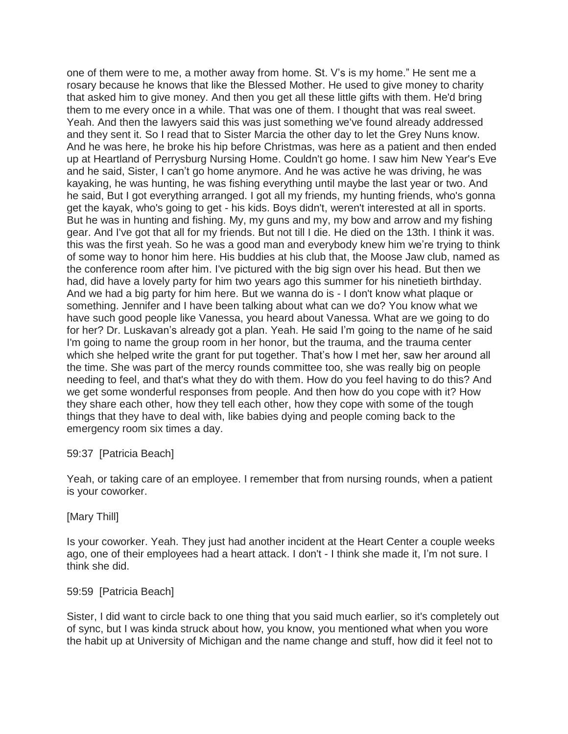one of them were to me, a mother away from home. St. V's is my home." He sent me a rosary because he knows that like the Blessed Mother. He used to give money to charity that asked him to give money. And then you get all these little gifts with them. He'd bring them to me every once in a while. That was one of them. I thought that was real sweet. Yeah. And then the lawyers said this was just something we've found already addressed and they sent it. So I read that to Sister Marcia the other day to let the Grey Nuns know. And he was here, he broke his hip before Christmas, was here as a patient and then ended up at Heartland of Perrysburg Nursing Home. Couldn't go home. I saw him New Year's Eve and he said, Sister, I can't go home anymore. And he was active he was driving, he was kayaking, he was hunting, he was fishing everything until maybe the last year or two. And he said, But I got everything arranged. I got all my friends, my hunting friends, who's gonna get the kayak, who's going to get - his kids. Boys didn't, weren't interested at all in sports. But he was in hunting and fishing. My, my guns and my, my bow and arrow and my fishing gear. And I've got that all for my friends. But not till I die. He died on the 13th. I think it was. this was the first yeah. So he was a good man and everybody knew him we're trying to think of some way to honor him here. His buddies at his club that, the Moose Jaw club, named as the conference room after him. I've pictured with the big sign over his head. But then we had, did have a lovely party for him two years ago this summer for his ninetieth birthday. And we had a big party for him here. But we wanna do is - I don't know what plaque or something. Jennifer and I have been talking about what can we do? You know what we have such good people like Vanessa, you heard about Vanessa. What are we going to do for her? Dr. Luskavan's already got a plan. Yeah. He said I'm going to the name of he said I'm going to name the group room in her honor, but the trauma, and the trauma center which she helped write the grant for put together. That's how I met her, saw her around all the time. She was part of the mercy rounds committee too, she was really big on people needing to feel, and that's what they do with them. How do you feel having to do this? And we get some wonderful responses from people. And then how do you cope with it? How they share each other, how they tell each other, how they cope with some of the tough things that they have to deal with, like babies dying and people coming back to the emergency room six times a day.

59:37 [Patricia Beach]

Yeah, or taking care of an employee. I remember that from nursing rounds, when a patient is your coworker.

[Mary Thill]

Is your coworker. Yeah. They just had another incident at the Heart Center a couple weeks ago, one of their employees had a heart attack. I don't - I think she made it, I'm not sure. I think she did.

59:59 [Patricia Beach]

Sister, I did want to circle back to one thing that you said much earlier, so it's completely out of sync, but I was kinda struck about how, you know, you mentioned what when you wore the habit up at University of Michigan and the name change and stuff, how did it feel not to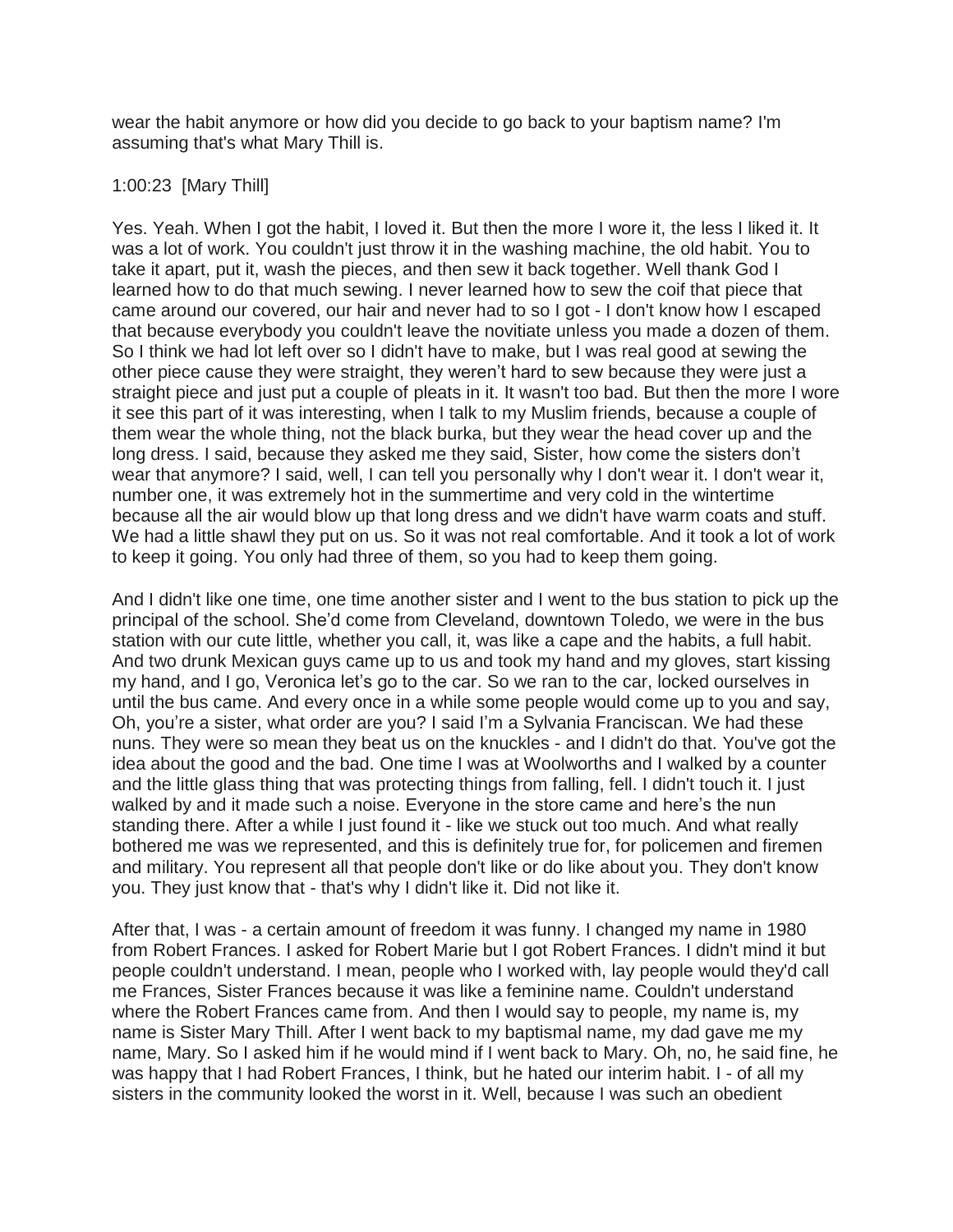wear the habit anymore or how did you decide to go back to your baptism name? I'm assuming that's what Mary Thill is.

1:00:23 [Mary Thill]

Yes. Yeah. When I got the habit, I loved it. But then the more I wore it, the less I liked it. It was a lot of work. You couldn't just throw it in the washing machine, the old habit. You to take it apart, put it, wash the pieces, and then sew it back together. Well thank God I learned how to do that much sewing. I never learned how to sew the coif that piece that came around our covered, our hair and never had to so I got - I don't know how I escaped that because everybody you couldn't leave the novitiate unless you made a dozen of them. So I think we had lot left over so I didn't have to make, but I was real good at sewing the other piece cause they were straight, they weren't hard to sew because they were just a straight piece and just put a couple of pleats in it. It wasn't too bad. But then the more I wore it see this part of it was interesting, when I talk to my Muslim friends, because a couple of them wear the whole thing, not the black burka, but they wear the head cover up and the long dress. I said, because they asked me they said, Sister, how come the sisters don't wear that anymore? I said, well, I can tell you personally why I don't wear it. I don't wear it, number one, it was extremely hot in the summertime and very cold in the wintertime because all the air would blow up that long dress and we didn't have warm coats and stuff. We had a little shawl they put on us. So it was not real comfortable. And it took a lot of work to keep it going. You only had three of them, so you had to keep them going.

And I didn't like one time, one time another sister and I went to the bus station to pick up the principal of the school. She'd come from Cleveland, downtown Toledo, we were in the bus station with our cute little, whether you call, it, was like a cape and the habits, a full habit. And two drunk Mexican guys came up to us and took my hand and my gloves, start kissing my hand, and I go, Veronica let's go to the car. So we ran to the car, locked ourselves in until the bus came. And every once in a while some people would come up to you and say, Oh, you're a sister, what order are you? I said I'm a Sylvania Franciscan. We had these nuns. They were so mean they beat us on the knuckles - and I didn't do that. You've got the idea about the good and the bad. One time I was at Woolworths and I walked by a counter and the little glass thing that was protecting things from falling, fell. I didn't touch it. I just walked by and it made such a noise. Everyone in the store came and here's the nun standing there. After a while I just found it - like we stuck out too much. And what really bothered me was we represented, and this is definitely true for, for policemen and firemen and military. You represent all that people don't like or do like about you. They don't know you. They just know that - that's why I didn't like it. Did not like it.

After that, I was - a certain amount of freedom it was funny. I changed my name in 1980 from Robert Frances. I asked for Robert Marie but I got Robert Frances. I didn't mind it but people couldn't understand. I mean, people who I worked with, lay people would they'd call me Frances, Sister Frances because it was like a feminine name. Couldn't understand where the Robert Frances came from. And then I would say to people, my name is, my name is Sister Mary Thill. After I went back to my baptismal name, my dad gave me my name, Mary. So I asked him if he would mind if I went back to Mary. Oh, no, he said fine, he was happy that I had Robert Frances, I think, but he hated our interim habit. I - of all my sisters in the community looked the worst in it. Well, because I was such an obedient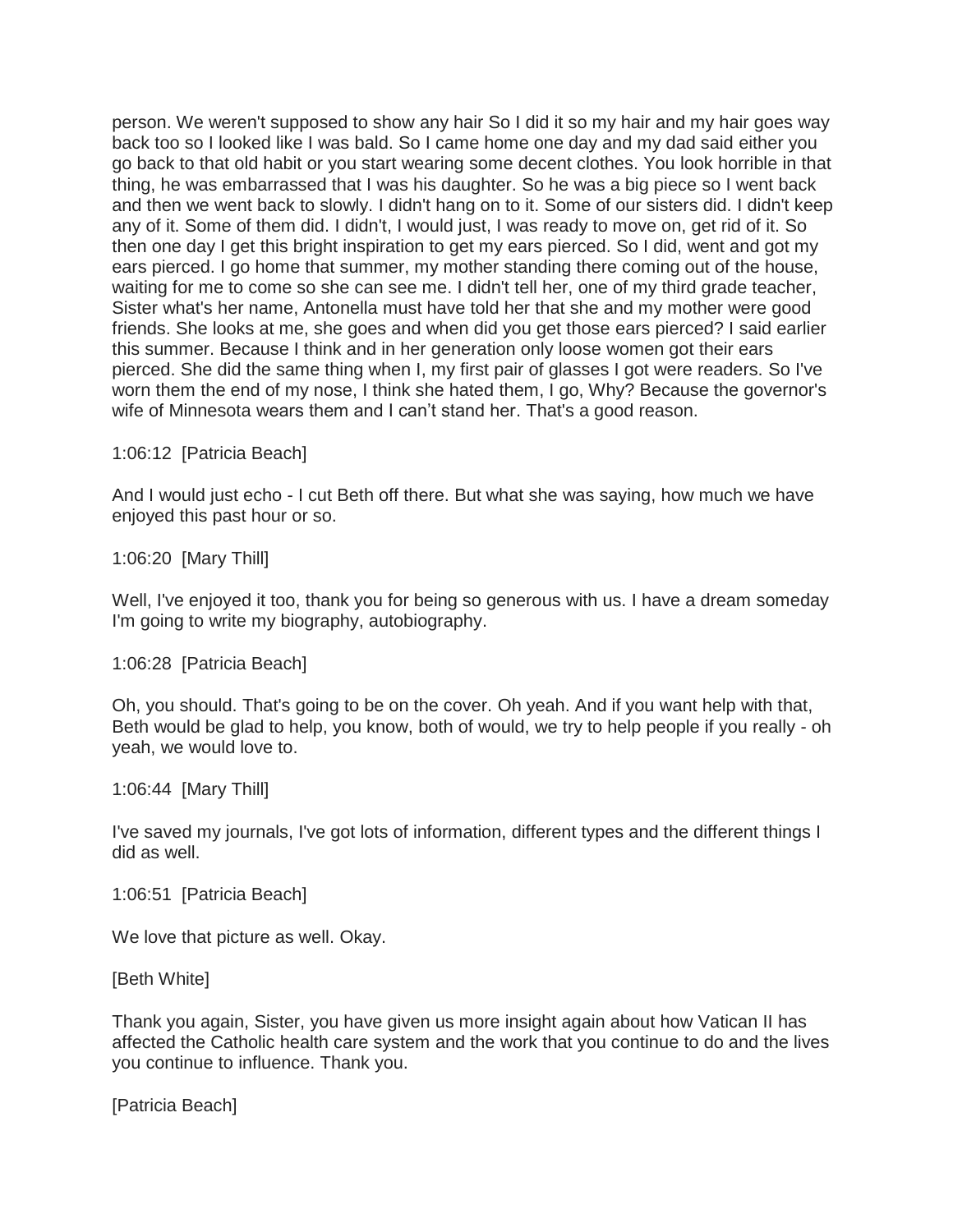person. We weren't supposed to show any hair So I did it so my hair and my hair goes way back too so I looked like I was bald. So I came home one day and my dad said either you go back to that old habit or you start wearing some decent clothes. You look horrible in that thing, he was embarrassed that I was his daughter. So he was a big piece so I went back and then we went back to slowly. I didn't hang on to it. Some of our sisters did. I didn't keep any of it. Some of them did. I didn't, I would just, I was ready to move on, get rid of it. So then one day I get this bright inspiration to get my ears pierced. So I did, went and got my ears pierced. I go home that summer, my mother standing there coming out of the house, waiting for me to come so she can see me. I didn't tell her, one of my third grade teacher, Sister what's her name, Antonella must have told her that she and my mother were good friends. She looks at me, she goes and when did you get those ears pierced? I said earlier this summer. Because I think and in her generation only loose women got their ears pierced. She did the same thing when I, my first pair of glasses I got were readers. So I've worn them the end of my nose, I think she hated them, I go, Why? Because the governor's wife of Minnesota wears them and I can't stand her. That's a good reason.

1:06:12 [Patricia Beach]

And I would just echo - I cut Beth off there. But what she was saying, how much we have enjoyed this past hour or so.

1:06:20 [Mary Thill]

Well, I've enjoyed it too, thank you for being so generous with us. I have a dream someday I'm going to write my biography, autobiography.

1:06:28 [Patricia Beach]

Oh, you should. That's going to be on the cover. Oh yeah. And if you want help with that, Beth would be glad to help, you know, both of would, we try to help people if you really - oh yeah, we would love to.

1:06:44 [Mary Thill]

I've saved my journals, I've got lots of information, different types and the different things I did as well.

1:06:51 [Patricia Beach]

We love that picture as well. Okay.

[Beth White]

Thank you again, Sister, you have given us more insight again about how Vatican II has affected the Catholic health care system and the work that you continue to do and the lives you continue to influence. Thank you.

[Patricia Beach]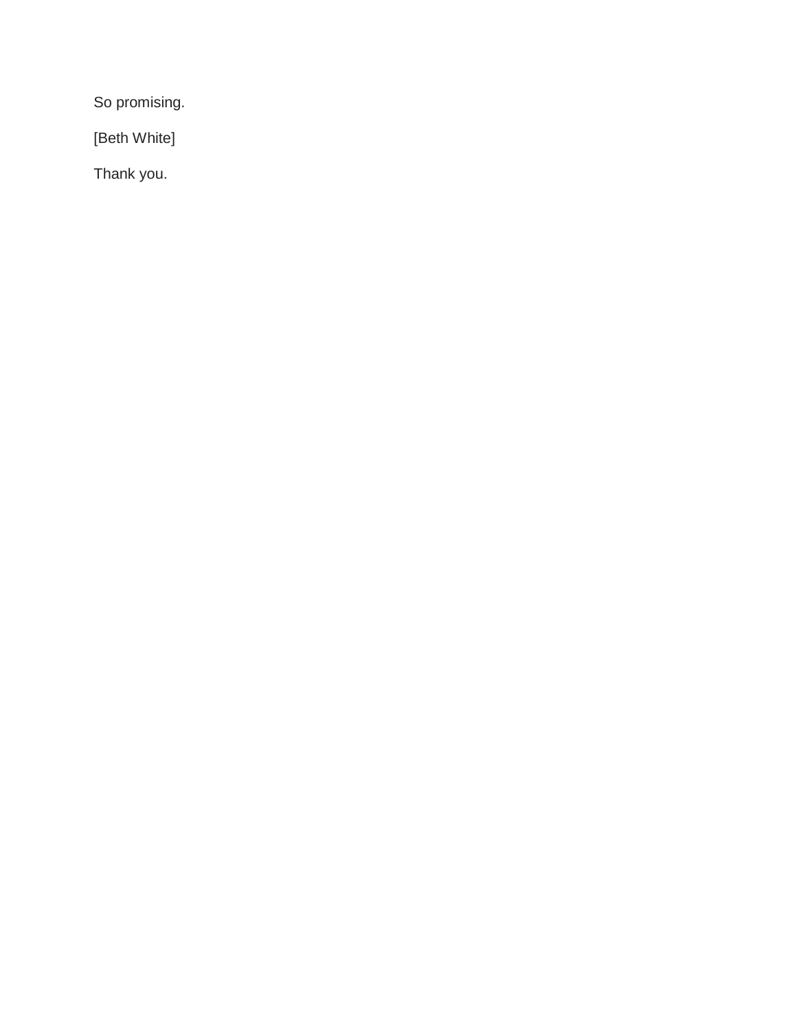So promising.

[Beth White]

Thank you.